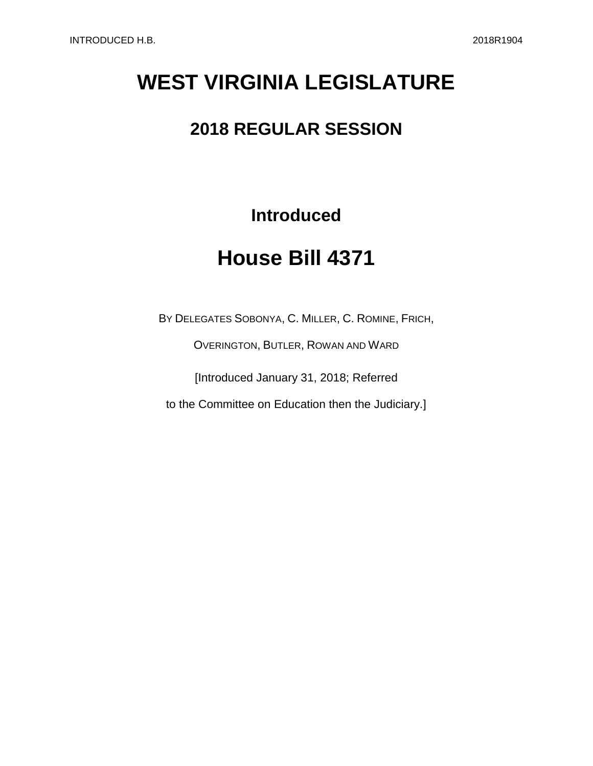# WEST VIRGINIA LEGISLATURE

## 2018 REGULAR SESSION

### Introduced

# House Bill 4371

BY DELEGATES SOBONYA, C. MILLER, C. ROMINE, FRICH, OVERINGTON, BUTLER, ROWAN AND WARD

[Introduced January 31, 2018; Referred to the Committee on Education then the Judiciary.]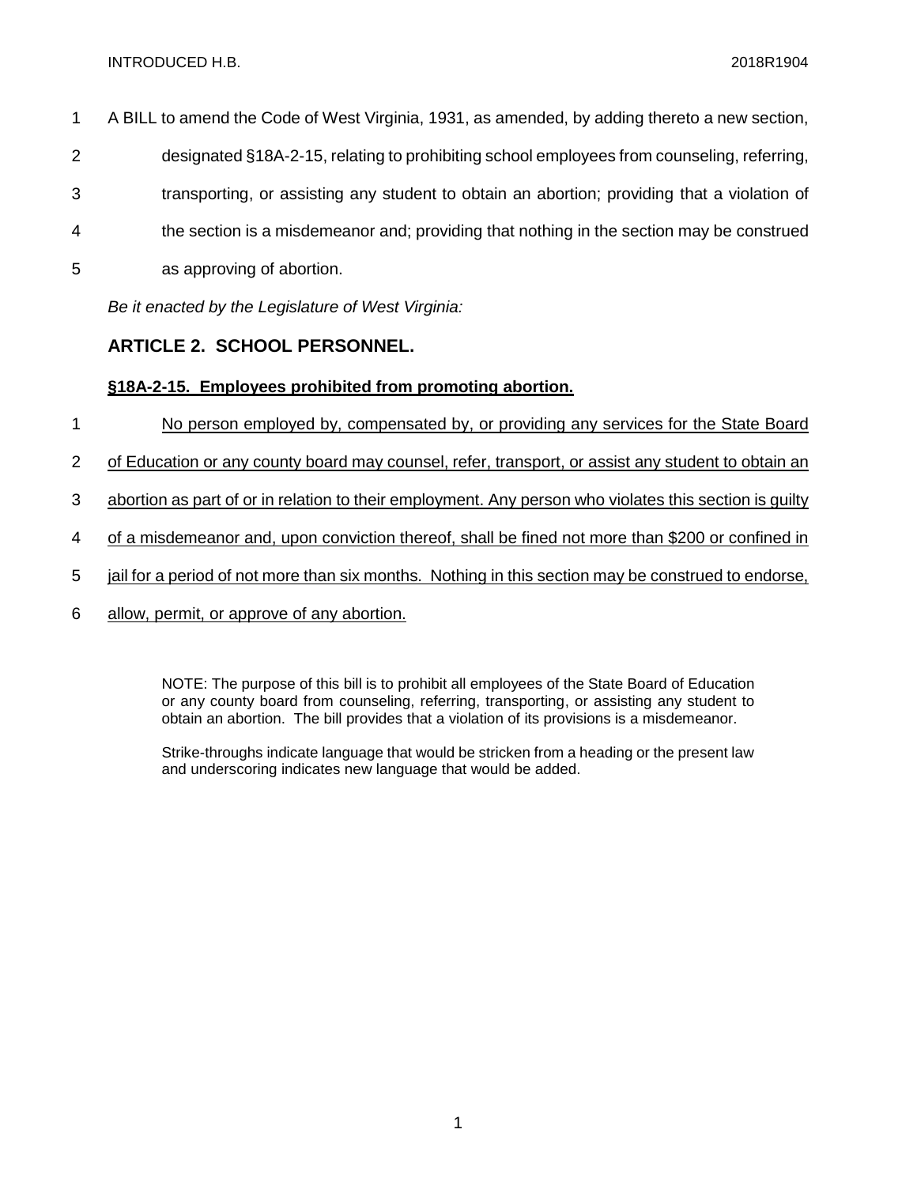A BILL to amend the Code of West Virginia, 1931, as amended, by adding thereto a new section, designated §18A-2-15, relating to prohibiting school employees from counseling, referring, transporting, or assisting any student to obtain an abortion; providing that a violation of the section is a misdemeanor and; providing that nothing in the section may be construed as approving of abortion.

*Be it enacted by the Legislature of West Virginia:*

## ARTICLE 2. SCHOOL PERSONNEL.

### §18A-2-15. Employees prohibited from promoting abortion.

No person employed by, compensated by, or providing any services for the State Board of Education or any county board may counsel, refer, transport, or assist any student to obtain an abortion as part of or in relation to their employment. Any person who violates this section is guilty of a misdemeanor and, upon conviction thereof, shall be fined not more than $200 or confined in jail for a period of not more than six months. Nothing in this section may be construed to endorse, allow, permit, or approve of any abortion.

NOTE: The purpose of this bill is to prohibit all employees of the State Board of Education or any county board from counseling, referring, transporting, or assisting any student to obtain an abortion. The bill provides that a violation of its provisions is a misdemeanor.

Strike-throughs indicate language that would be stricken from a heading or the present law and underscoring indicates new language that would be added.